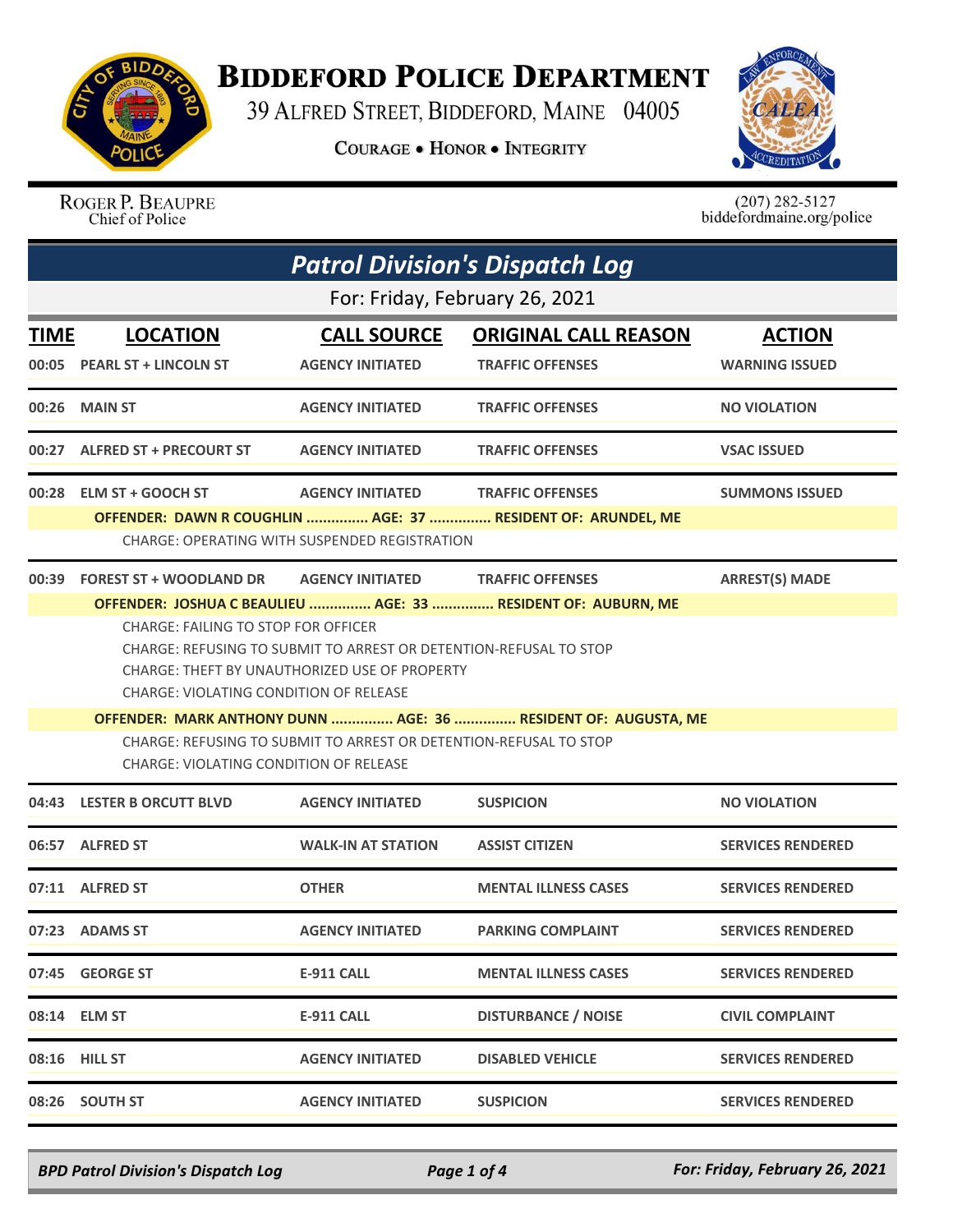# Biddeford Police Department

39 Alfred Street, Biddeford, Maine 04005

**Courage • Honor • Integrity**

Roger P. Beaupre
Chief of Police

(207) 282-5127
biddefordmaine.org/police

## Patrol Division's Dispatch Log

For: Friday, February 26, 2021

| TIME | LOCATION | CALL SOURCE | ORIGINAL CALL REASON | ACTION |
|---|---|---|---|---|
| 00:05 | PEARL ST + LINCOLN ST | AGENCY INITIATED | TRAFFIC OFFENSES | WARNING ISSUED |
| 00:26 | MAIN ST | AGENCY INITIATED | TRAFFIC OFFENSES | NO VIOLATION |
| 00:27 | ALFRED ST + PRECOURT ST | AGENCY INITIATED | TRAFFIC OFFENSES | VSAC ISSUED |
| 00:28 | ELM ST + GOOCH ST | AGENCY INITIATED | TRAFFIC OFFENSES | SUMMONS ISSUED |

**OFFENDER: DAWN R COUGHLIN ............... AGE: 37 ............... RESIDENT OF: ARUNDEL, ME**

CHARGE: OPERATING WITH SUSPENDED REGISTRATION

| TIME | LOCATION | CALL SOURCE | ORIGINAL CALL REASON | ACTION |
|---|---|---|---|---|
| 00:39 | FOREST ST + WOODLAND DR | AGENCY INITIATED | TRAFFIC OFFENSES | ARREST(S) MADE |

**OFFENDER: JOSHUA C BEAULIEU ............... AGE: 33 ............... RESIDENT OF: AUBURN, ME**

CHARGE: FAILING TO STOP FOR OFFICER
CHARGE: REFUSING TO SUBMIT TO ARREST OR DETENTION-REFUSAL TO STOP
CHARGE: THEFT BY UNAUTHORIZED USE OF PROPERTY
CHARGE: VIOLATING CONDITION OF RELEASE

**OFFENDER: MARK ANTHONY DUNN ............... AGE: 36 ............... RESIDENT OF: AUGUSTA, ME**

CHARGE: REFUSING TO SUBMIT TO ARREST OR DETENTION-REFUSAL TO STOP
CHARGE: VIOLATING CONDITION OF RELEASE

| TIME | LOCATION | CALL SOURCE | ORIGINAL CALL REASON | ACTION |
|---|---|---|---|---|
| 04:43 | LESTER B ORCUTT BLVD | AGENCY INITIATED | SUSPICION | NO VIOLATION |
| 06:57 | ALFRED ST | WALK-IN AT STATION | ASSIST CITIZEN | SERVICES RENDERED |
| 07:11 | ALFRED ST | OTHER | MENTAL ILLNESS CASES | SERVICES RENDERED |
| 07:23 | ADAMS ST | AGENCY INITIATED | PARKING COMPLAINT | SERVICES RENDERED |
| 07:45 | GEORGE ST | E-911 CALL | MENTAL ILLNESS CASES | SERVICES RENDERED |
| 08:14 | ELM ST | E-911 CALL | DISTURBANCE / NOISE | CIVIL COMPLAINT |
| 08:16 | HILL ST | AGENCY INITIATED | DISABLED VEHICLE | SERVICES RENDERED |
| 08:26 | SOUTH ST | AGENCY INITIATED | SUSPICION | SERVICES RENDERED |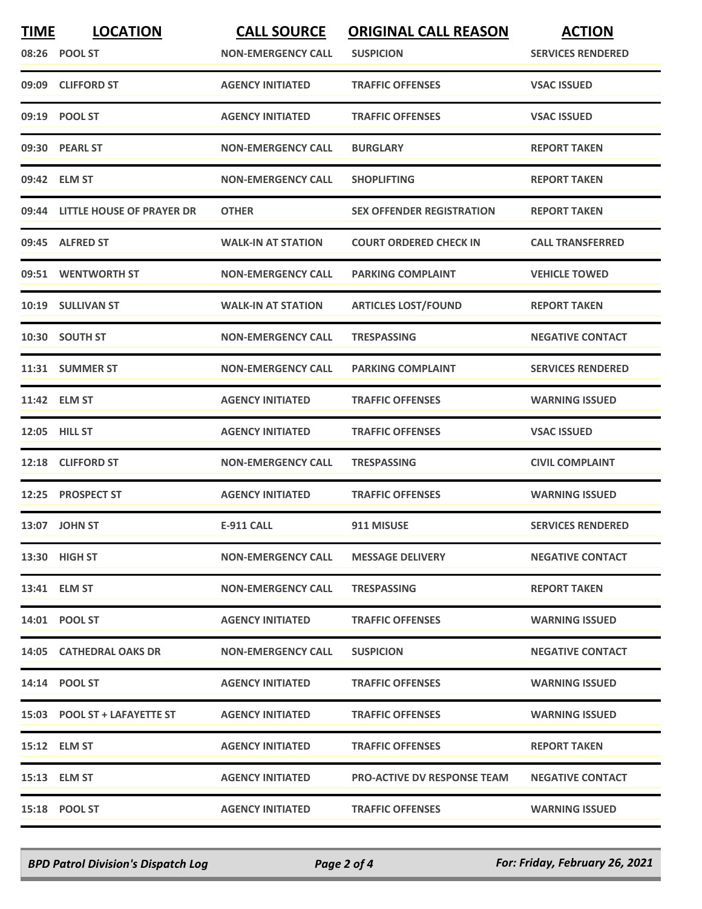| TIME | LOCATION | CALL SOURCE | ORIGINAL CALL REASON | ACTION |
|---|---|---|---|---|
| 08:26 | POOL ST | NON-EMERGENCY CALL | SUSPICION | SERVICES RENDERED |
| 09:09 | CLIFFORD ST | AGENCY INITIATED | TRAFFIC OFFENSES | VSAC ISSUED |
| 09:19 | POOL ST | AGENCY INITIATED | TRAFFIC OFFENSES | VSAC ISSUED |
| 09:30 | PEARL ST | NON-EMERGENCY CALL | BURGLARY | REPORT TAKEN |
| 09:42 | ELM ST | NON-EMERGENCY CALL | SHOPLIFTING | REPORT TAKEN |
| 09:44 | LITTLE HOUSE OF PRAYER DR | OTHER | SEX OFFENDER REGISTRATION | REPORT TAKEN |
| 09:45 | ALFRED ST | WALK-IN AT STATION | COURT ORDERED CHECK IN | CALL TRANSFERRED |
| 09:51 | WENTWORTH ST | NON-EMERGENCY CALL | PARKING COMPLAINT | VEHICLE TOWED |
| 10:19 | SULLIVAN ST | WALK-IN AT STATION | ARTICLES LOST/FOUND | REPORT TAKEN |
| 10:30 | SOUTH ST | NON-EMERGENCY CALL | TRESPASSING | NEGATIVE CONTACT |
| 11:31 | SUMMER ST | NON-EMERGENCY CALL | PARKING COMPLAINT | SERVICES RENDERED |
| 11:42 | ELM ST | AGENCY INITIATED | TRAFFIC OFFENSES | WARNING ISSUED |
| 12:05 | HILL ST | AGENCY INITIATED | TRAFFIC OFFENSES | VSAC ISSUED |
| 12:18 | CLIFFORD ST | NON-EMERGENCY CALL | TRESPASSING | CIVIL COMPLAINT |
| 12:25 | PROSPECT ST | AGENCY INITIATED | TRAFFIC OFFENSES | WARNING ISSUED |
| 13:07 | JOHN ST | E-911 CALL | 911 MISUSE | SERVICES RENDERED |
| 13:30 | HIGH ST | NON-EMERGENCY CALL | MESSAGE DELIVERY | NEGATIVE CONTACT |
| 13:41 | ELM ST | NON-EMERGENCY CALL | TRESPASSING | REPORT TAKEN |
| 14:01 | POOL ST | AGENCY INITIATED | TRAFFIC OFFENSES | WARNING ISSUED |
| 14:05 | CATHEDRAL OAKS DR | NON-EMERGENCY CALL | SUSPICION | NEGATIVE CONTACT |
| 14:14 | POOL ST | AGENCY INITIATED | TRAFFIC OFFENSES | WARNING ISSUED |
| 15:03 | POOL ST + LAFAYETTE ST | AGENCY INITIATED | TRAFFIC OFFENSES | WARNING ISSUED |
| 15:12 | ELM ST | AGENCY INITIATED | TRAFFIC OFFENSES | REPORT TAKEN |
| 15:13 | ELM ST | AGENCY INITIATED | PRO-ACTIVE DV RESPONSE TEAM | NEGATIVE CONTACT |
| 15:18 | POOL ST | AGENCY INITIATED | TRAFFIC OFFENSES | WARNING ISSUED |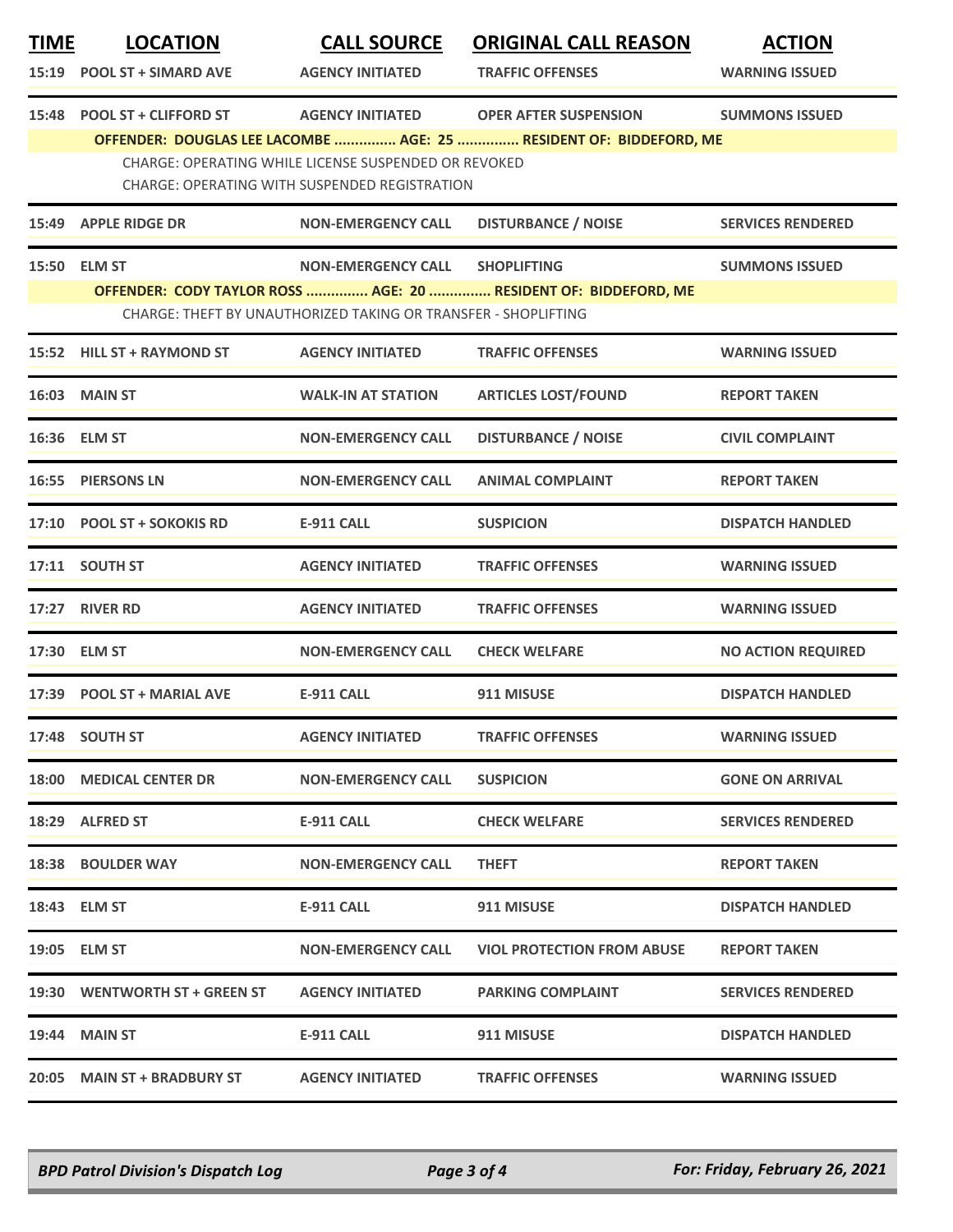| TIME | LOCATION | CALL SOURCE | ORIGINAL CALL REASON | ACTION |
|---|---|---|---|---|
| 15:19 | POOL ST + SIMARD AVE | AGENCY INITIATED | TRAFFIC OFFENSES | WARNING ISSUED |
| 15:48 | POOL ST + CLIFFORD ST | AGENCY INITIATED | OPER AFTER SUSPENSION | SUMMONS ISSUED |
| | OFFENDER: DOUGLAS LEE LACOMBE ............... AGE: 25 ............... RESIDENT OF: BIDDEFORD, ME | | | |
| | CHARGE: OPERATING WHILE LICENSE SUSPENDED OR REVOKED | | | |
| | CHARGE: OPERATING WITH SUSPENDED REGISTRATION | | | |
| 15:49 | APPLE RIDGE DR | NON-EMERGENCY CALL | DISTURBANCE / NOISE | SERVICES RENDERED |
| 15:50 | ELM ST | NON-EMERGENCY CALL | SHOPLIFTING | SUMMONS ISSUED |
| | OFFENDER: CODY TAYLOR ROSS ............... AGE: 20 ............... RESIDENT OF: BIDDEFORD, ME | | | |
| | CHARGE: THEFT BY UNAUTHORIZED TAKING OR TRANSFER - SHOPLIFTING | | | |
| 15:52 | HILL ST + RAYMOND ST | AGENCY INITIATED | TRAFFIC OFFENSES | WARNING ISSUED |
| 16:03 | MAIN ST | WALK-IN AT STATION | ARTICLES LOST/FOUND | REPORT TAKEN |
| 16:36 | ELM ST | NON-EMERGENCY CALL | DISTURBANCE / NOISE | CIVIL COMPLAINT |
| 16:55 | PIERSONS LN | NON-EMERGENCY CALL | ANIMAL COMPLAINT | REPORT TAKEN |
| 17:10 | POOL ST + SOKOKIS RD | E-911 CALL | SUSPICION | DISPATCH HANDLED |
| 17:11 | SOUTH ST | AGENCY INITIATED | TRAFFIC OFFENSES | WARNING ISSUED |
| 17:27 | RIVER RD | AGENCY INITIATED | TRAFFIC OFFENSES | WARNING ISSUED |
| 17:30 | ELM ST | NON-EMERGENCY CALL | CHECK WELFARE | NO ACTION REQUIRED |
| 17:39 | POOL ST + MARIAL AVE | E-911 CALL | 911 MISUSE | DISPATCH HANDLED |
| 17:48 | SOUTH ST | AGENCY INITIATED | TRAFFIC OFFENSES | WARNING ISSUED |
| 18:00 | MEDICAL CENTER DR | NON-EMERGENCY CALL | SUSPICION | GONE ON ARRIVAL |
| 18:29 | ALFRED ST | E-911 CALL | CHECK WELFARE | SERVICES RENDERED |
| 18:38 | BOULDER WAY | NON-EMERGENCY CALL | THEFT | REPORT TAKEN |
| 18:43 | ELM ST | E-911 CALL | 911 MISUSE | DISPATCH HANDLED |
| 19:05 | ELM ST | NON-EMERGENCY CALL | VIOL PROTECTION FROM ABUSE | REPORT TAKEN |
| 19:30 | WENTWORTH ST + GREEN ST | AGENCY INITIATED | PARKING COMPLAINT | SERVICES RENDERED |
| 19:44 | MAIN ST | E-911 CALL | 911 MISUSE | DISPATCH HANDLED |
| 20:05 | MAIN ST + BRADBURY ST | AGENCY INITIATED | TRAFFIC OFFENSES | WARNING ISSUED |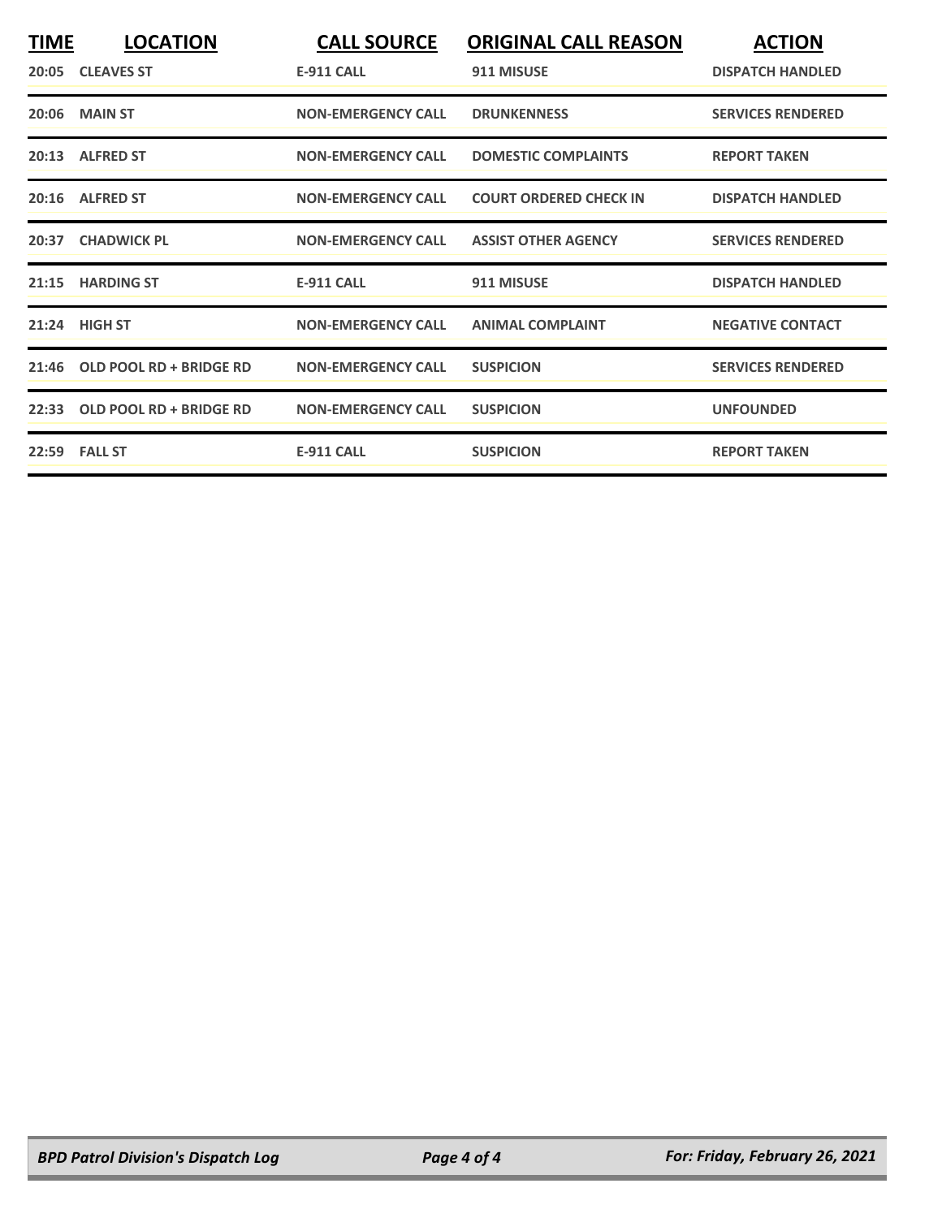| TIME | LOCATION | CALL SOURCE | ORIGINAL CALL REASON | ACTION |
|---|---|---|---|---|
| 20:05 | CLEAVES ST | E-911 CALL | 911 MISUSE | DISPATCH HANDLED |
| 20:06 | MAIN ST | NON-EMERGENCY CALL | DRUNKENNESS | SERVICES RENDERED |
| 20:13 | ALFRED ST | NON-EMERGENCY CALL | DOMESTIC COMPLAINTS | REPORT TAKEN |
| 20:16 | ALFRED ST | NON-EMERGENCY CALL | COURT ORDERED CHECK IN | DISPATCH HANDLED |
| 20:37 | CHADWICK PL | NON-EMERGENCY CALL | ASSIST OTHER AGENCY | SERVICES RENDERED |
| 21:15 | HARDING ST | E-911 CALL | 911 MISUSE | DISPATCH HANDLED |
| 21:24 | HIGH ST | NON-EMERGENCY CALL | ANIMAL COMPLAINT | NEGATIVE CONTACT |
| 21:46 | OLD POOL RD + BRIDGE RD | NON-EMERGENCY CALL | SUSPICION | SERVICES RENDERED |
| 22:33 | OLD POOL RD + BRIDGE RD | NON-EMERGENCY CALL | SUSPICION | UNFOUNDED |
| 22:59 | FALL ST | E-911 CALL | SUSPICION | REPORT TAKEN |